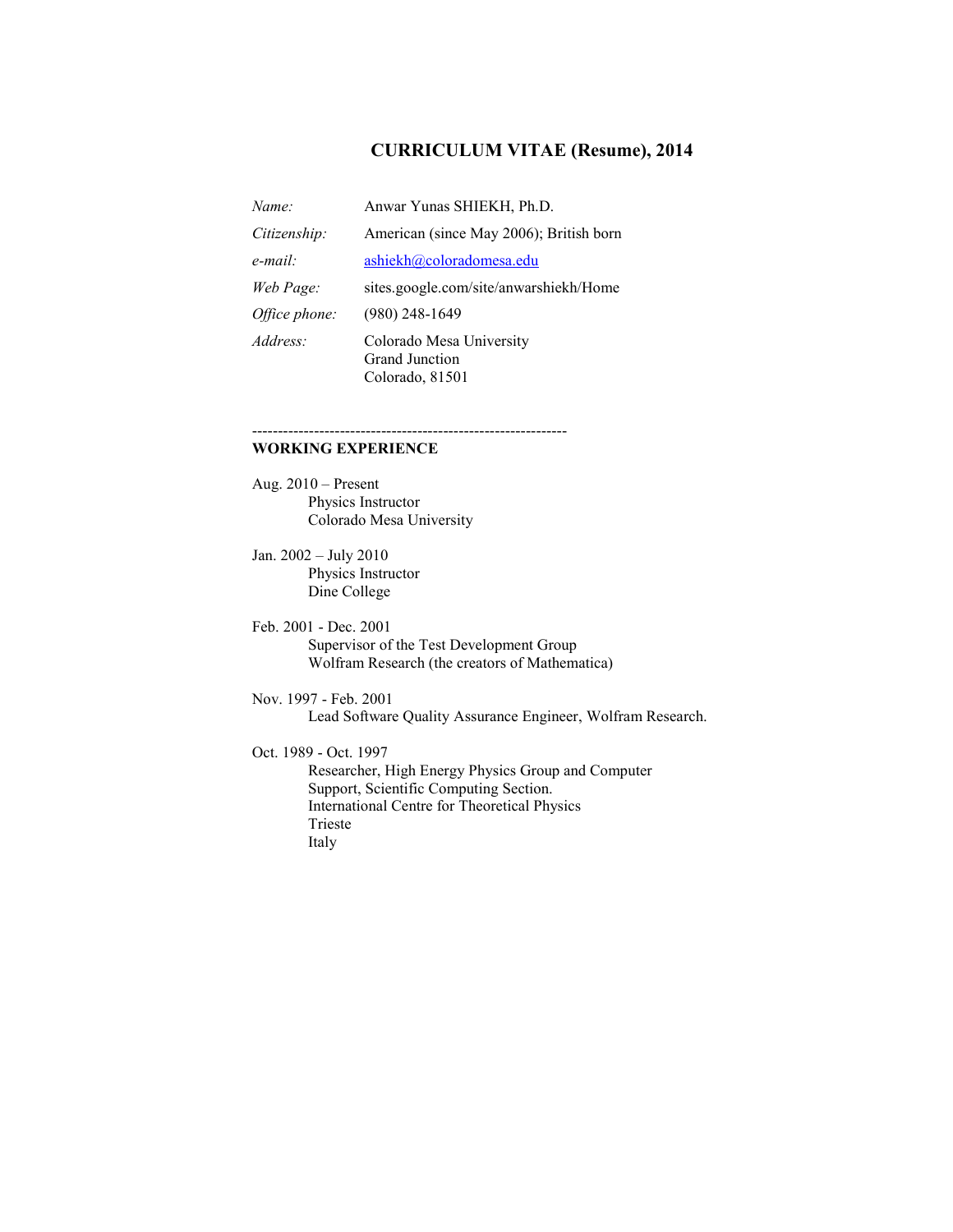# CURRICULUM VITAE (Resume), 2014

| | |
|---|---|
| *Name:* | Anwar Yunas SHIEKH, Ph.D. |
| *Citizenship:* | American (since May 2006); British born |
| *e-mail:* | ashiekh@coloradomesa.edu |
| *Web Page:* | sites.google.com/site/anwarshiekh/Home |
| *Office phone:* | (980) 248-1649 |
| *Address:* | Colorado Mesa University<br>Grand Junction<br>Colorado, 81501 |

-------------------------------------------------------------

## WORKING EXPERIENCE

Aug. 2010 – Present
Physics Instructor
Colorado Mesa University

Jan. 2002 – July 2010
Physics Instructor
Dine College

Feb. 2001 - Dec. 2001
Supervisor of the Test Development Group
Wolfram Research (the creators of Mathematica)

Nov. 1997 - Feb. 2001
Lead Software Quality Assurance Engineer, Wolfram Research.

Oct. 1989 - Oct. 1997
Researcher, High Energy Physics Group and Computer Support, Scientific Computing Section.
International Centre for Theoretical Physics
Trieste
Italy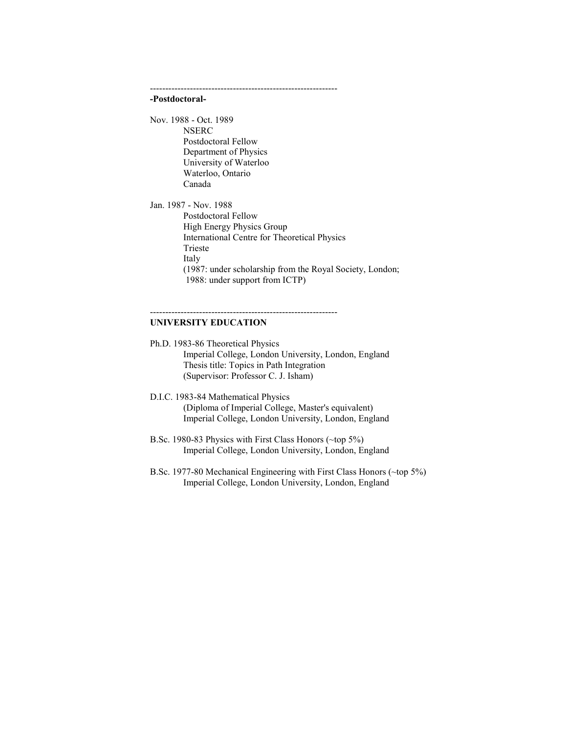-------------------------------------------------------------

**-Postdoctoral-**

Nov. 1988 - Oct. 1989
NSERC
Postdoctoral Fellow
Department of Physics
University of Waterloo
Waterloo, Ontario
Canada

Jan. 1987 - Nov. 1988
Postdoctoral Fellow
High Energy Physics Group
International Centre for Theoretical Physics
Trieste
Italy
(1987: under scholarship from the Royal Society, London;
1988: under support from ICTP)

-------------------------------------------------------------

**UNIVERSITY EDUCATION**

Ph.D. 1983-86 Theoretical Physics
Imperial College, London University, London, England
Thesis title: Topics in Path Integration
(Supervisor: Professor C. J. Isham)

D.I.C. 1983-84 Mathematical Physics
(Diploma of Imperial College, Master's equivalent)
Imperial College, London University, London, England

B.Sc. 1980-83 Physics with First Class Honors (~top 5%)
Imperial College, London University, London, England

B.Sc. 1977-80 Mechanical Engineering with First Class Honors (~top 5%)
Imperial College, London University, London, England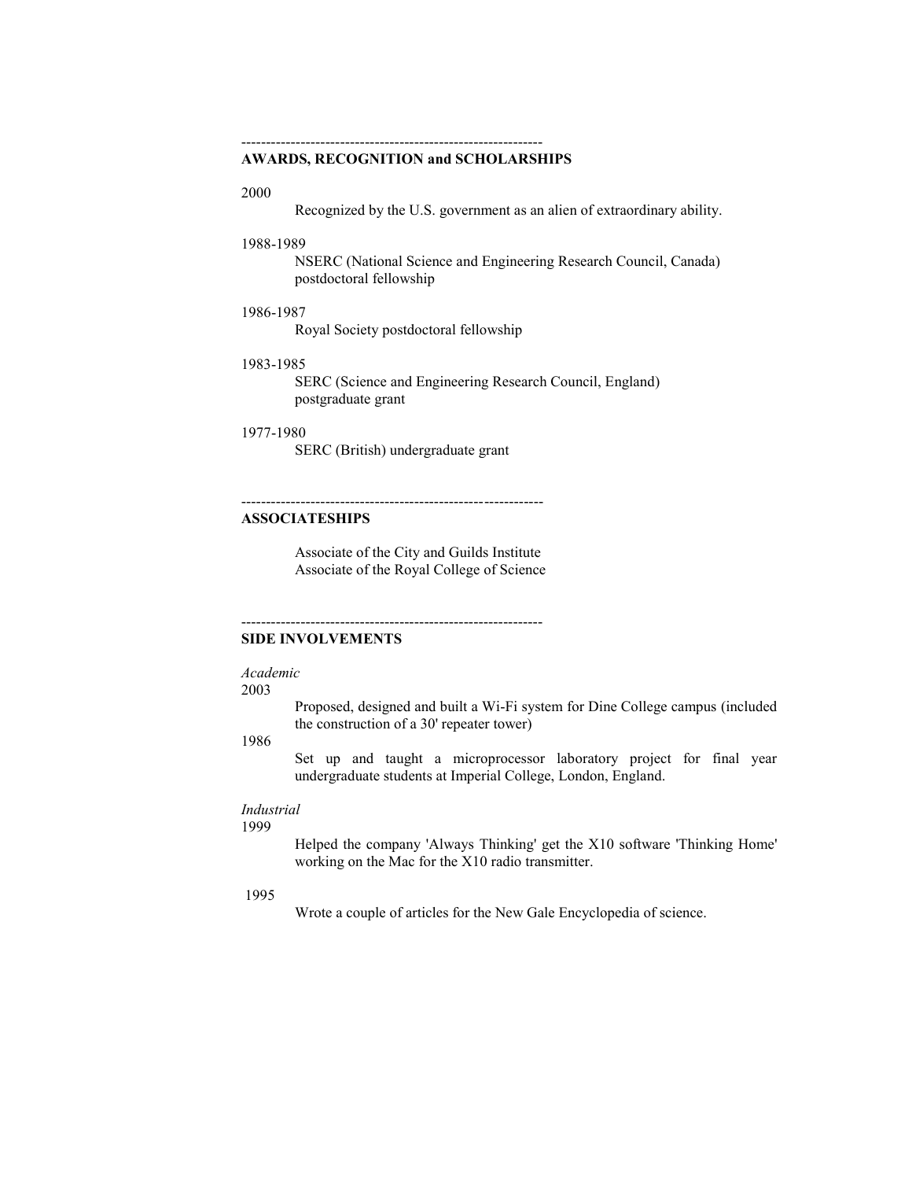-------------------------------------------------------------

**AWARDS, RECOGNITION and SCHOLARSHIPS**

2000

Recognized by the U.S. government as an alien of extraordinary ability.

1988-1989

NSERC (National Science and Engineering Research Council, Canada) postdoctoral fellowship

1986-1987

Royal Society postdoctoral fellowship

1983-1985

SERC (Science and Engineering Research Council, England) postgraduate grant

1977-1980

SERC (British) undergraduate grant

-------------------------------------------------------------

**ASSOCIATESHIPS**

Associate of the City and Guilds Institute
Associate of the Royal College of Science

-------------------------------------------------------------

**SIDE INVOLVEMENTS**

*Academic*

2003

Proposed, designed and built a Wi-Fi system for Dine College campus (included the construction of a 30' repeater tower)

1986

Set up and taught a microprocessor laboratory project for final year undergraduate students at Imperial College, London, England.

*Industrial*

1999

Helped the company 'Always Thinking' get the X10 software 'Thinking Home' working on the Mac for the X10 radio transmitter.

1995

Wrote a couple of articles for the New Gale Encyclopedia of science.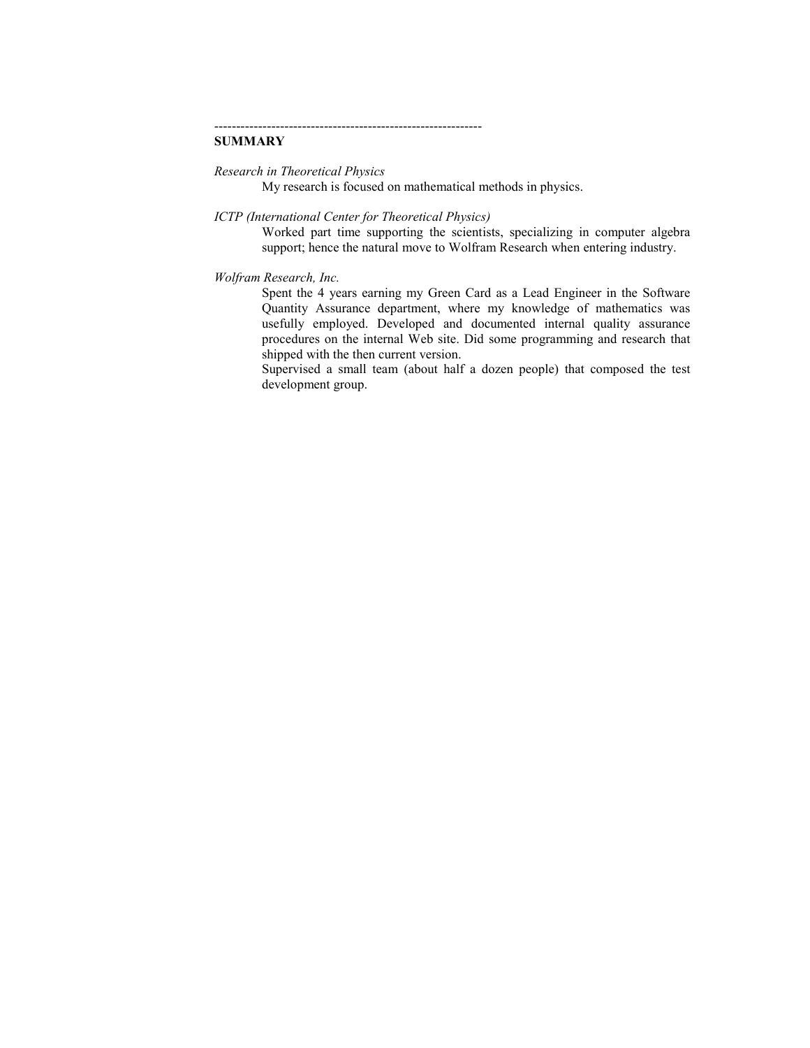--------------------------------------------------------------

**SUMMARY**

*Research in Theoretical Physics*

My research is focused on mathematical methods in physics.

*ICTP (International Center for Theoretical Physics)*

Worked part time supporting the scientists, specializing in computer algebra support; hence the natural move to Wolfram Research when entering industry.

*Wolfram Research, Inc.*

Spent the 4 years earning my Green Card as a Lead Engineer in the Software Quantity Assurance department, where my knowledge of mathematics was usefully employed. Developed and documented internal quality assurance procedures on the internal Web site. Did some programming and research that shipped with the then current version.

Supervised a small team (about half a dozen people) that composed the test development group.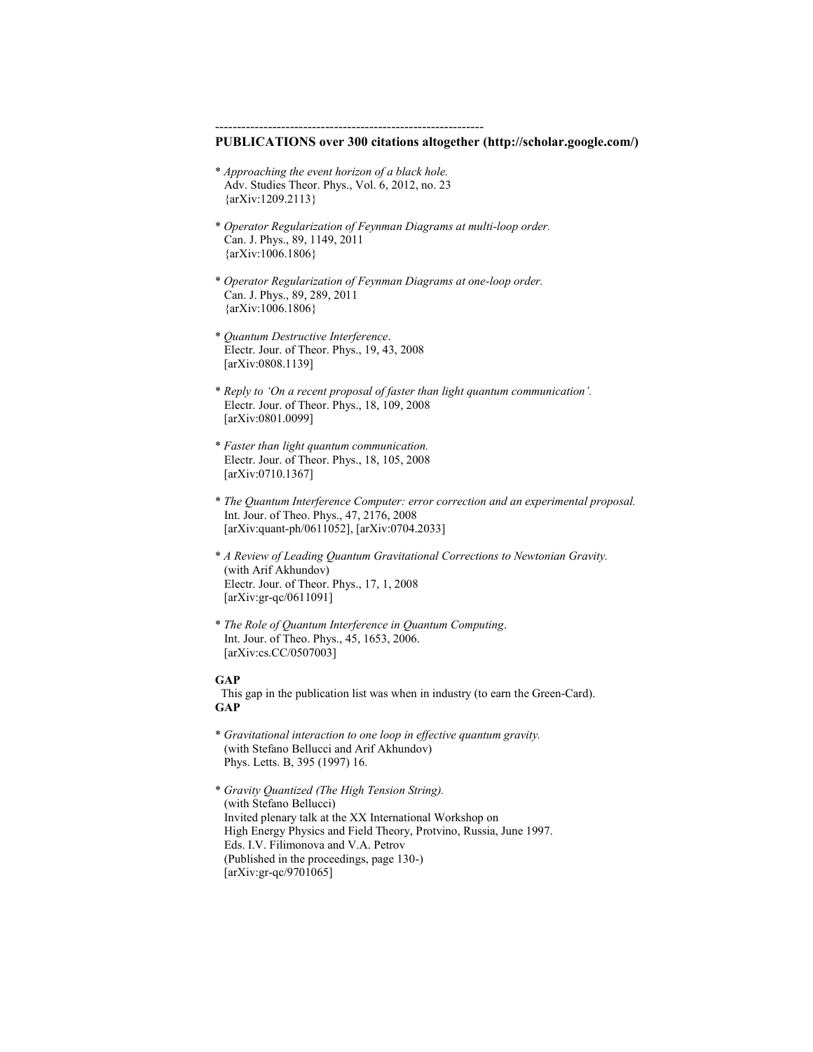-------------------------------------------------------------

**PUBLICATIONS over 300 citations altogether (http://scholar.google.com/)**

* *Approaching the event horizon of a black hole.*
  Adv. Studies Theor. Phys., Vol. 6, 2012, no. 23
  {arXiv:1209.2113}

* *Operator Regularization of Feynman Diagrams at multi-loop order.*
  Can. J. Phys., 89, 1149, 2011
  {arXiv:1006.1806}

* *Operator Regularization of Feynman Diagrams at one-loop order.*
  Can. J. Phys., 89, 289, 2011
  {arXiv:1006.1806}

* *Quantum Destructive Interference*.
  Electr. Jour. of Theor. Phys., 19, 43, 2008
  [arXiv:0808.1139]

* *Reply to 'On a recent proposal of faster than light quantum communication'.*
  Electr. Jour. of Theor. Phys., 18, 109, 2008
  [arXiv:0801.0099]

* *Faster than light quantum communication.*
  Electr. Jour. of Theor. Phys., 18, 105, 2008
  [arXiv:0710.1367]

* *The Quantum Interference Computer: error correction and an experimental proposal.*
  Int. Jour. of Theo. Phys., 47, 2176, 2008
  [arXiv:quant-ph/0611052], [arXiv:0704.2033]

* *A Review of Leading Quantum Gravitational Corrections to Newtonian Gravity.*
  (with Arif Akhundov)
  Electr. Jour. of Theor. Phys., 17, 1, 2008
  [arXiv:gr-qc/0611091]

* *The Role of Quantum Interference in Quantum Computing*.
  Int. Jour. of Theo. Phys., 45, 1653, 2006.
  [arXiv:cs.CC/0507003]

**GAP**
This gap in the publication list was when in industry (to earn the Green-Card).
**GAP**

* *Gravitational interaction to one loop in effective quantum gravity.*
  (with Stefano Bellucci and Arif Akhundov)
  Phys. Letts. B, 395 (1997) 16.

* *Gravity Quantized (The High Tension String).*
  (with Stefano Bellucci)
  Invited plenary talk at the XX International Workshop on
  High Energy Physics and Field Theory, Protvino, Russia, June 1997.
  Eds. I.V. Filimonova and V.A. Petrov
  (Published in the proceedings, page 130-)
  [arXiv:gr-qc/9701065]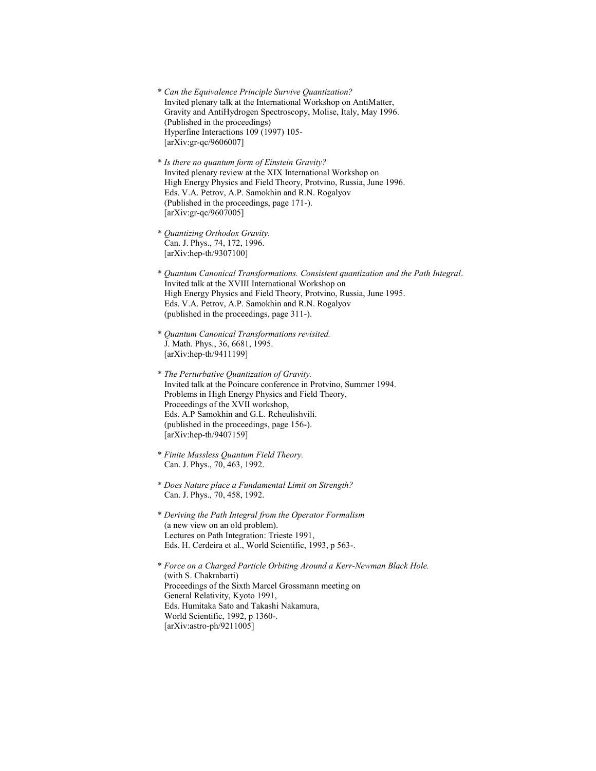* *Can the Equivalence Principle Survive Quantization?*
  Invited plenary talk at the International Workshop on AntiMatter, Gravity and AntiHydrogen Spectroscopy, Molise, Italy, May 1996.
  (Published in the proceedings)
  Hyperfine Interactions 109 (1997) 105-
  [arXiv:gr-qc/9606007]

* *Is there no quantum form of Einstein Gravity?*
  Invited plenary review at the XIX International Workshop on High Energy Physics and Field Theory, Protvino, Russia, June 1996.
  Eds. V.A. Petrov, A.P. Samokhin and R.N. Rogalyov
  (Published in the proceedings, page 171-).
  [arXiv:gr-qc/9607005]

* *Quantizing Orthodox Gravity.*
  Can. J. Phys., 74, 172, 1996.
  [arXiv:hep-th/9307100]

* *Quantum Canonical Transformations. Consistent quantization and the Path Integral*.
  Invited talk at the XVIII International Workshop on High Energy Physics and Field Theory, Protvino, Russia, June 1995.
  Eds. V.A. Petrov, A.P. Samokhin and R.N. Rogalyov
  (published in the proceedings, page 311-).

* *Quantum Canonical Transformations revisited.*
  J. Math. Phys., 36, 6681, 1995.
  [arXiv:hep-th/9411199]

* *The Perturbative Quantization of Gravity.*
  Invited talk at the Poincare conference in Protvino, Summer 1994.
  Problems in High Energy Physics and Field Theory,
  Proceedings of the XVII workshop,
  Eds. A.P Samokhin and G.L. Rcheulishvili.
  (published in the proceedings, page 156-).
  [arXiv:hep-th/9407159]

* *Finite Massless Quantum Field Theory.*
  Can. J. Phys., 70, 463, 1992.

* *Does Nature place a Fundamental Limit on Strength?*
  Can. J. Phys., 70, 458, 1992.

* *Deriving the Path Integral from the Operator Formalism*
  (a new view on an old problem).
  Lectures on Path Integration: Trieste 1991,
  Eds. H. Cerdeira et al., World Scientific, 1993, p 563-.

* *Force on a Charged Particle Orbiting Around a Kerr-Newman Black Hole.*
  (with S. Chakrabarti)
  Proceedings of the Sixth Marcel Grossmann meeting on General Relativity, Kyoto 1991,
  Eds. Humitaka Sato and Takashi Nakamura,
  World Scientific, 1992, p 1360-.
  [arXiv:astro-ph/9211005]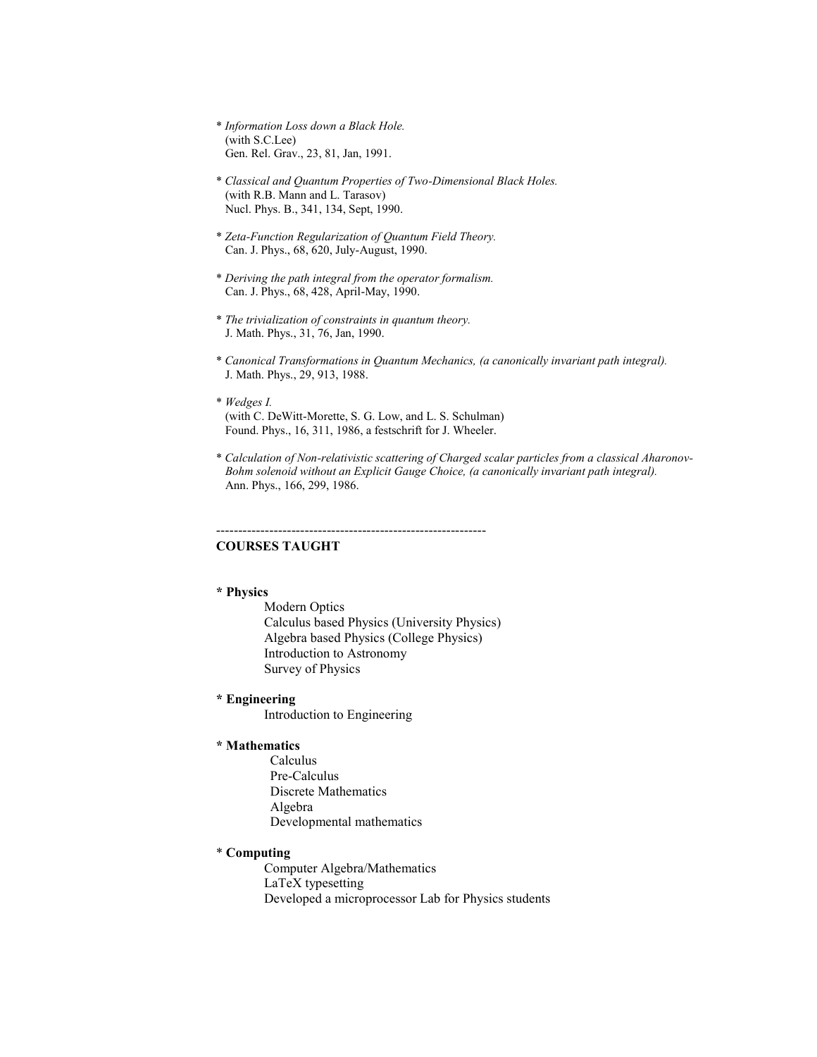* *Information Loss down a Black Hole.*
  (with S.C.Lee)
  Gen. Rel. Grav., 23, 81, Jan, 1991.

* *Classical and Quantum Properties of Two-Dimensional Black Holes.*
  (with R.B. Mann and L. Tarasov)
  Nucl. Phys. B., 341, 134, Sept, 1990.

* *Zeta-Function Regularization of Quantum Field Theory.*
  Can. J. Phys., 68, 620, July-August, 1990.

* *Deriving the path integral from the operator formalism.*
  Can. J. Phys., 68, 428, April-May, 1990.

* *The trivialization of constraints in quantum theory.*
  J. Math. Phys., 31, 76, Jan, 1990.

* *Canonical Transformations in Quantum Mechanics, (a canonically invariant path integral).*
  J. Math. Phys., 29, 913, 1988.

* *Wedges I.*
  (with C. DeWitt-Morette, S. G. Low, and L. S. Schulman)
  Found. Phys., 16, 311, 1986, a festschrift for J. Wheeler.

* *Calculation of Non-relativistic scattering of Charged scalar particles from a classical Aharonov-Bohm solenoid without an Explicit Gauge Choice, (a canonically invariant path integral).*
  Ann. Phys., 166, 299, 1986.

------------------------------------------------------------

## COURSES TAUGHT

* **Physics**
  - Modern Optics
  - Calculus based Physics (University Physics)
  - Algebra based Physics (College Physics)
  - Introduction to Astronomy
  - Survey of Physics

* **Engineering**
  - Introduction to Engineering

* **Mathematics**
  - Calculus
  - Pre-Calculus
  - Discrete Mathematics
  - Algebra
  - Developmental mathematics

* **Computing**
  - Computer Algebra/Mathematics
  - LaTeX typesetting
  - Developed a microprocessor Lab for Physics students